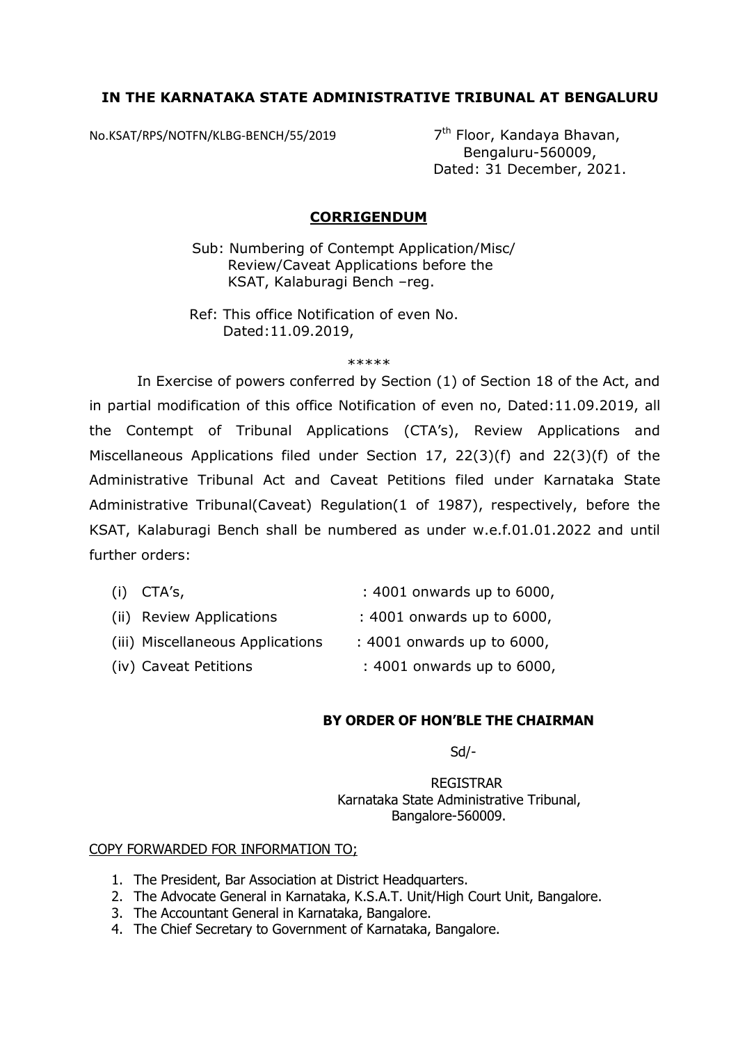**IN THE KARNATAKA STATE ADMINISTRATIVE TRIBUNAL AT BENGALURU**

No.KSAT/RPS/NOTFN/KLBG-BENCH/55/2019

7th Floor, Kandaya Bhavan,
Bengaluru-560009,
Dated: 31 December, 2021.

## **CORRIGENDUM**

Sub: Numbering of Contempt Application/Misc/ Review/Caveat Applications before the KSAT, Kalaburagi Bench –reg.

Ref: This office Notification of even No. Dated:11.09.2019,

\*\*\*\*\*

In Exercise of powers conferred by Section (1) of Section 18 of the Act, and in partial modification of this office Notification of even no, Dated:11.09.2019, all the Contempt of Tribunal Applications (CTA's), Review Applications and Miscellaneous Applications filed under Section 17, 22(3)(f) and 22(3)(f) of the Administrative Tribunal Act and Caveat Petitions filed under Karnataka State Administrative Tribunal(Caveat) Regulation(1 of 1987), respectively, before the KSAT, Kalaburagi Bench shall be numbered as under w.e.f.01.01.2022 and until further orders:

(i) CTA's, : 4001 onwards up to 6000,

(ii) Review Applications : 4001 onwards up to 6000,

(iii) Miscellaneous Applications : 4001 onwards up to 6000,

(iv) Caveat Petitions : 4001 onwards up to 6000,

**BY ORDER OF HON'BLE THE CHAIRMAN**

Sd/-

REGISTRAR
Karnataka State Administrative Tribunal,
Bangalore-560009.

COPY FORWARDED FOR INFORMATION TO;

1. The President, Bar Association at District Headquarters.
2. The Advocate General in Karnataka, K.S.A.T. Unit/High Court Unit, Bangalore.
3. The Accountant General in Karnataka, Bangalore.
4. The Chief Secretary to Government of Karnataka, Bangalore.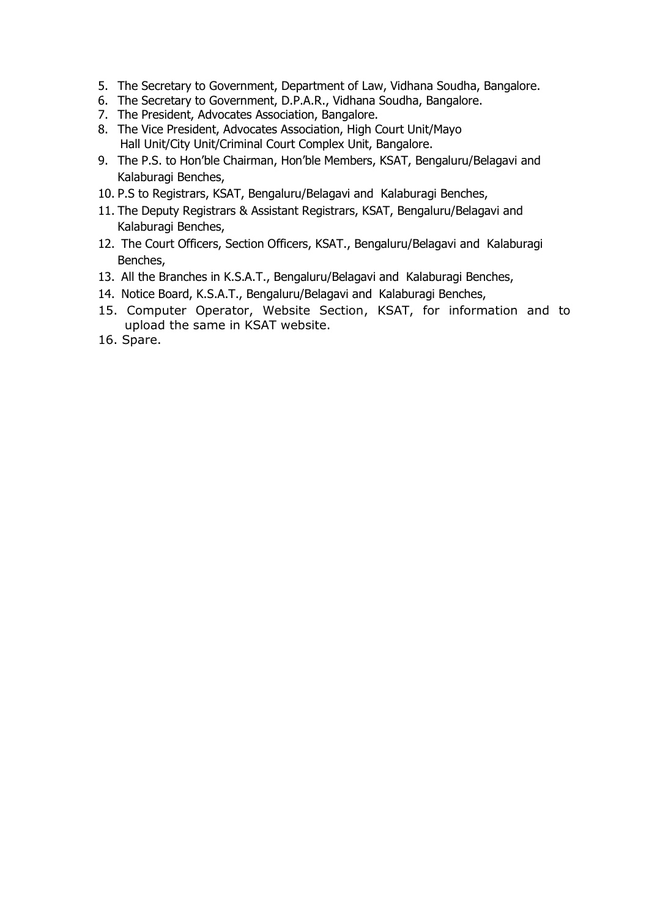5. The Secretary to Government, Department of Law, Vidhana Soudha, Bangalore.
6. The Secretary to Government, D.P.A.R., Vidhana Soudha, Bangalore.
7. The President, Advocates Association, Bangalore.
8. The Vice President, Advocates Association, High Court Unit/Mayo Hall Unit/City Unit/Criminal Court Complex Unit, Bangalore.
9. The P.S. to Hon'ble Chairman, Hon'ble Members, KSAT, Bengaluru/Belagavi and Kalaburagi Benches,
10. P.S to Registrars, KSAT, Bengaluru/Belagavi and Kalaburagi Benches,
11. The Deputy Registrars & Assistant Registrars, KSAT, Bengaluru/Belagavi and Kalaburagi Benches,
12. The Court Officers, Section Officers, KSAT., Bengaluru/Belagavi and Kalaburagi Benches,
13. All the Branches in K.S.A.T., Bengaluru/Belagavi and Kalaburagi Benches,
14. Notice Board, K.S.A.T., Bengaluru/Belagavi and Kalaburagi Benches,
15. Computer Operator, Website Section, KSAT, for information and to upload the same in KSAT website.
16. Spare.